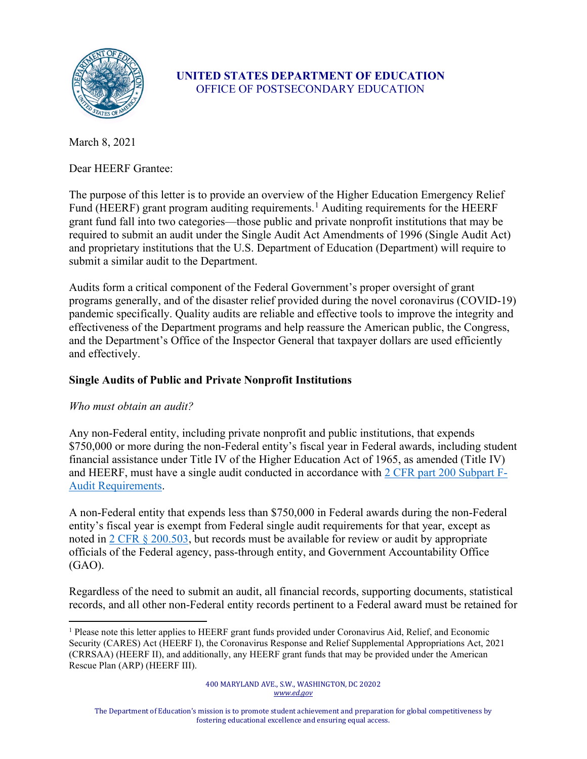**UNITED STATES DEPARTMENT OF EDUCATION**
OFFICE OF POSTSECONDARY EDUCATION

March 8, 2021

Dear HEERF Grantee:

The purpose of this letter is to provide an overview of the Higher Education Emergency Relief Fund (HEERF) grant program auditing requirements.[1] Auditing requirements for the HEERF grant fund fall into two categories—those public and private nonprofit institutions that may be required to submit an audit under the Single Audit Act Amendments of 1996 (Single Audit Act) and proprietary institutions that the U.S. Department of Education (Department) will require to submit a similar audit to the Department.

Audits form a critical component of the Federal Government's proper oversight of grant programs generally, and of the disaster relief provided during the novel coronavirus (COVID-19) pandemic specifically. Quality audits are reliable and effective tools to improve the integrity and effectiveness of the Department programs and help reassure the American public, the Congress, and the Department's Office of the Inspector General that taxpayer dollars are used efficiently and effectively.

### Single Audits of Public and Private Nonprofit Institutions

*Who must obtain an audit?*

Any non-Federal entity, including private nonprofit and public institutions, that expends $750,000 or more during the non-Federal entity's fiscal year in Federal awards, including student financial assistance under Title IV of the Higher Education Act of 1965, as amended (Title IV) and HEERF, must have a single audit conducted in accordance with 2 CFR part 200 Subpart F-Audit Requirements.

A non-Federal entity that expends less than $750,000 in Federal awards during the non-Federal entity's fiscal year is exempt from Federal single audit requirements for that year, except as noted in 2 CFR § 200.503, but records must be available for review or audit by appropriate officials of the Federal agency, pass-through entity, and Government Accountability Office (GAO).

Regardless of the need to submit an audit, all financial records, supporting documents, statistical records, and all other non-Federal entity records pertinent to a Federal award must be retained for

[1] Please note this letter applies to HEERF grant funds provided under Coronavirus Aid, Relief, and Economic Security (CARES) Act (HEERF I), the Coronavirus Response and Relief Supplemental Appropriations Act, 2021 (CRRSAA) (HEERF II), and additionally, any HEERF grant funds that may be provided under the American Rescue Plan (ARP) (HEERF III).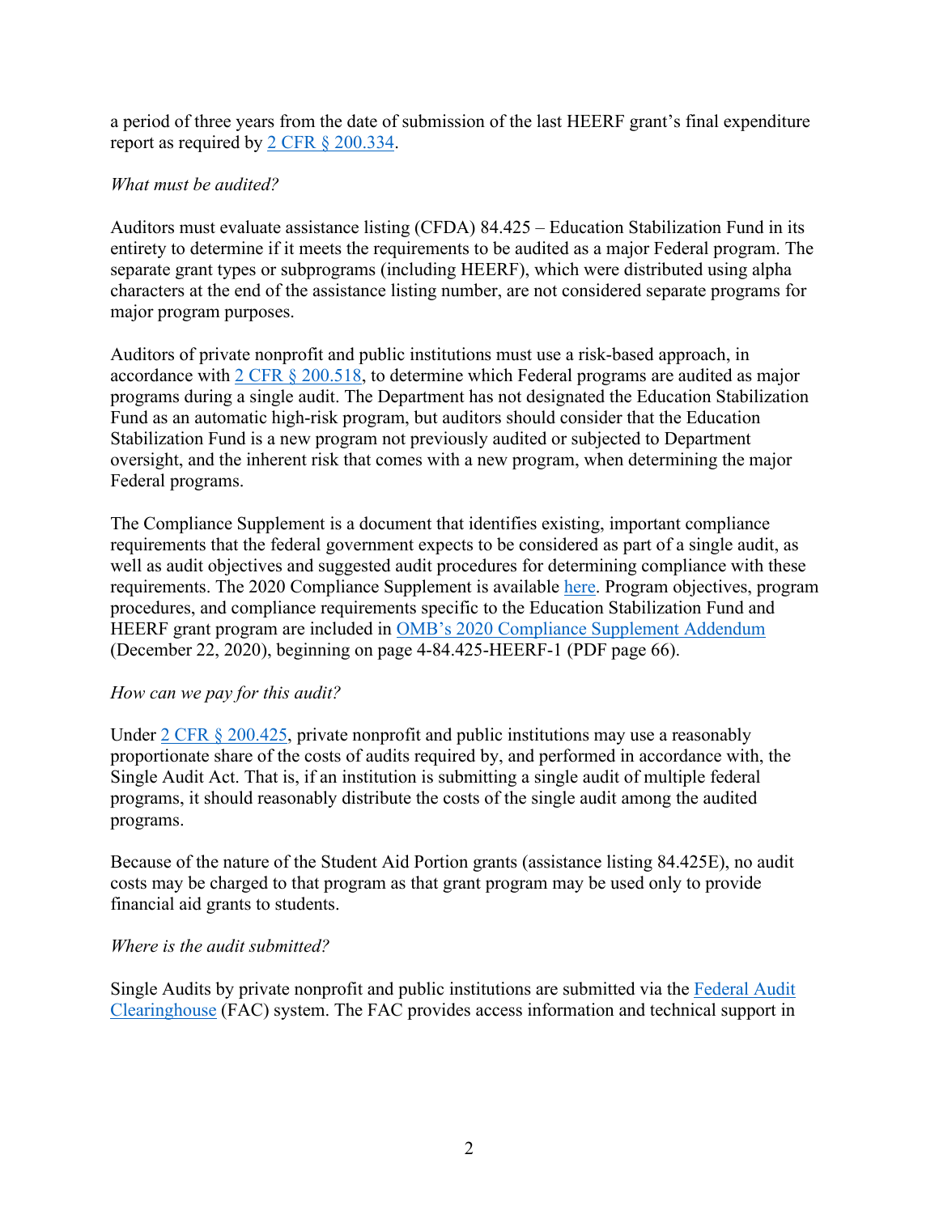a period of three years from the date of submission of the last HEERF grant's final expenditure report as required by 2 CFR § 200.334.

*What must be audited?*

Auditors must evaluate assistance listing (CFDA) 84.425 – Education Stabilization Fund in its entirety to determine if it meets the requirements to be audited as a major Federal program. The separate grant types or subprograms (including HEERF), which were distributed using alpha characters at the end of the assistance listing number, are not considered separate programs for major program purposes.

Auditors of private nonprofit and public institutions must use a risk-based approach, in accordance with 2 CFR § 200.518, to determine which Federal programs are audited as major programs during a single audit. The Department has not designated the Education Stabilization Fund as an automatic high-risk program, but auditors should consider that the Education Stabilization Fund is a new program not previously audited or subjected to Department oversight, and the inherent risk that comes with a new program, when determining the major Federal programs.

The Compliance Supplement is a document that identifies existing, important compliance requirements that the federal government expects to be considered as part of a single audit, as well as audit objectives and suggested audit procedures for determining compliance with these requirements. The 2020 Compliance Supplement is available here. Program objectives, program procedures, and compliance requirements specific to the Education Stabilization Fund and HEERF grant program are included in OMB's 2020 Compliance Supplement Addendum (December 22, 2020), beginning on page 4-84.425-HEERF-1 (PDF page 66).

*How can we pay for this audit?*

Under 2 CFR § 200.425, private nonprofit and public institutions may use a reasonably proportionate share of the costs of audits required by, and performed in accordance with, the Single Audit Act. That is, if an institution is submitting a single audit of multiple federal programs, it should reasonably distribute the costs of the single audit among the audited programs.

Because of the nature of the Student Aid Portion grants (assistance listing 84.425E), no audit costs may be charged to that program as that grant program may be used only to provide financial aid grants to students.

*Where is the audit submitted?*

Single Audits by private nonprofit and public institutions are submitted via the Federal Audit Clearinghouse (FAC) system. The FAC provides access information and technical support in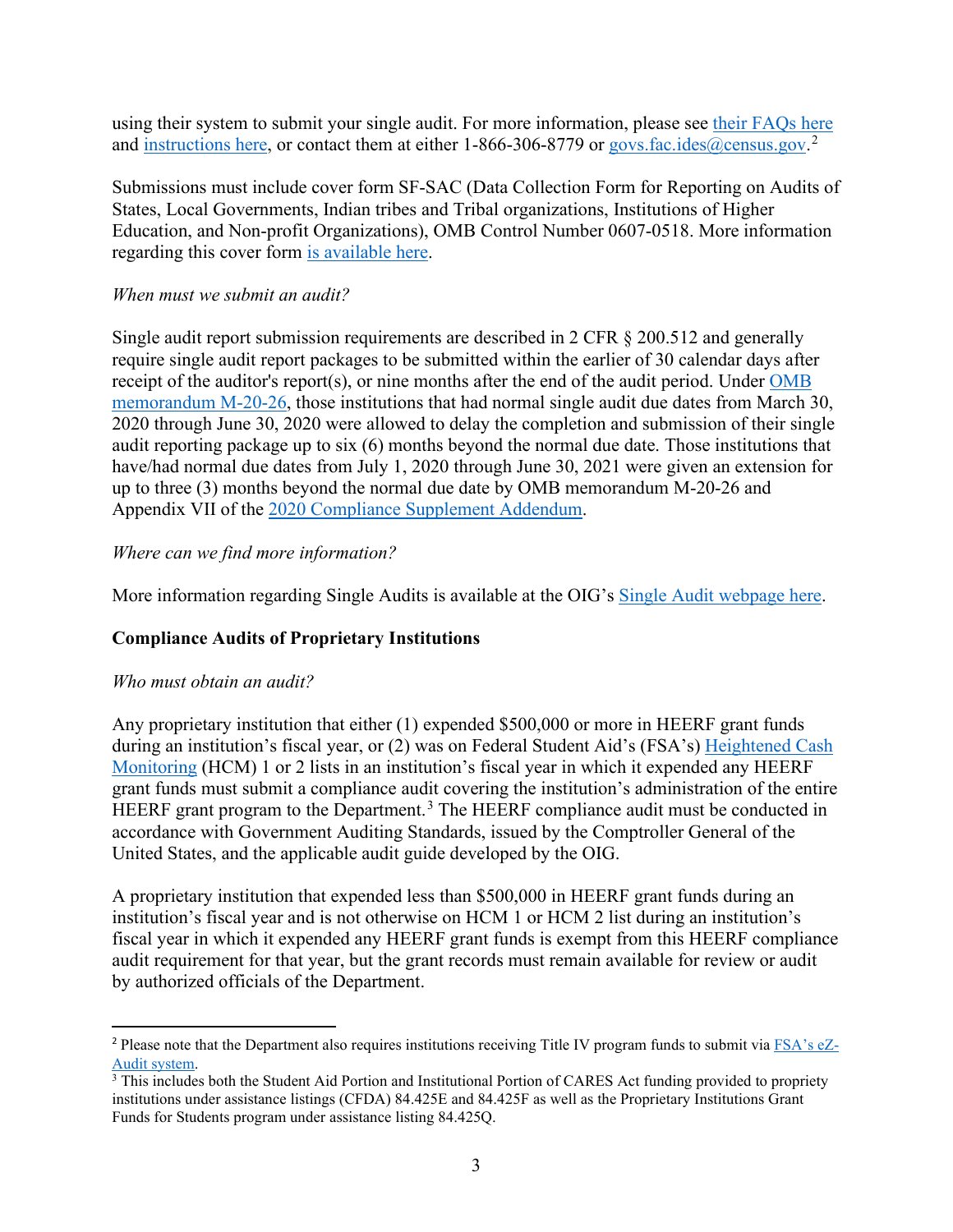using their system to submit your single audit. For more information, please see their FAQs here and instructions here, or contact them at either 1-866-306-8779 or govs.fac.ides@census.gov.[2]

Submissions must include cover form SF-SAC (Data Collection Form for Reporting on Audits of States, Local Governments, Indian tribes and Tribal organizations, Institutions of Higher Education, and Non-profit Organizations), OMB Control Number 0607-0518. More information regarding this cover form is available here.

*When must we submit an audit?*

Single audit report submission requirements are described in 2 CFR § 200.512 and generally require single audit report packages to be submitted within the earlier of 30 calendar days after receipt of the auditor's report(s), or nine months after the end of the audit period. Under OMB memorandum M-20-26, those institutions that had normal single audit due dates from March 30, 2020 through June 30, 2020 were allowed to delay the completion and submission of their single audit reporting package up to six (6) months beyond the normal due date. Those institutions that have/had normal due dates from July 1, 2020 through June 30, 2021 were given an extension for up to three (3) months beyond the normal due date by OMB memorandum M-20-26 and Appendix VII of the 2020 Compliance Supplement Addendum.

*Where can we find more information?*

More information regarding Single Audits is available at the OIG's Single Audit webpage here.

**Compliance Audits of Proprietary Institutions**

*Who must obtain an audit?*

Any proprietary institution that either (1) expended $500,000 or more in HEERF grant funds during an institution's fiscal year, or (2) was on Federal Student Aid's (FSA's) Heightened Cash Monitoring (HCM) 1 or 2 lists in an institution's fiscal year in which it expended any HEERF grant funds must submit a compliance audit covering the institution's administration of the entire HEERF grant program to the Department.[3] The HEERF compliance audit must be conducted in accordance with Government Auditing Standards, issued by the Comptroller General of the United States, and the applicable audit guide developed by the OIG.

A proprietary institution that expended less than $500,000 in HEERF grant funds during an institution's fiscal year and is not otherwise on HCM 1 or HCM 2 list during an institution's fiscal year in which it expended any HEERF grant funds is exempt from this HEERF compliance audit requirement for that year, but the grant records must remain available for review or audit by authorized officials of the Department.

---

[2] Please note that the Department also requires institutions receiving Title IV program funds to submit via FSA's eZ-Audit system.

[3] This includes both the Student Aid Portion and Institutional Portion of CARES Act funding provided to propriety institutions under assistance listings (CFDA) 84.425E and 84.425F as well as the Proprietary Institutions Grant Funds for Students program under assistance listing 84.425Q.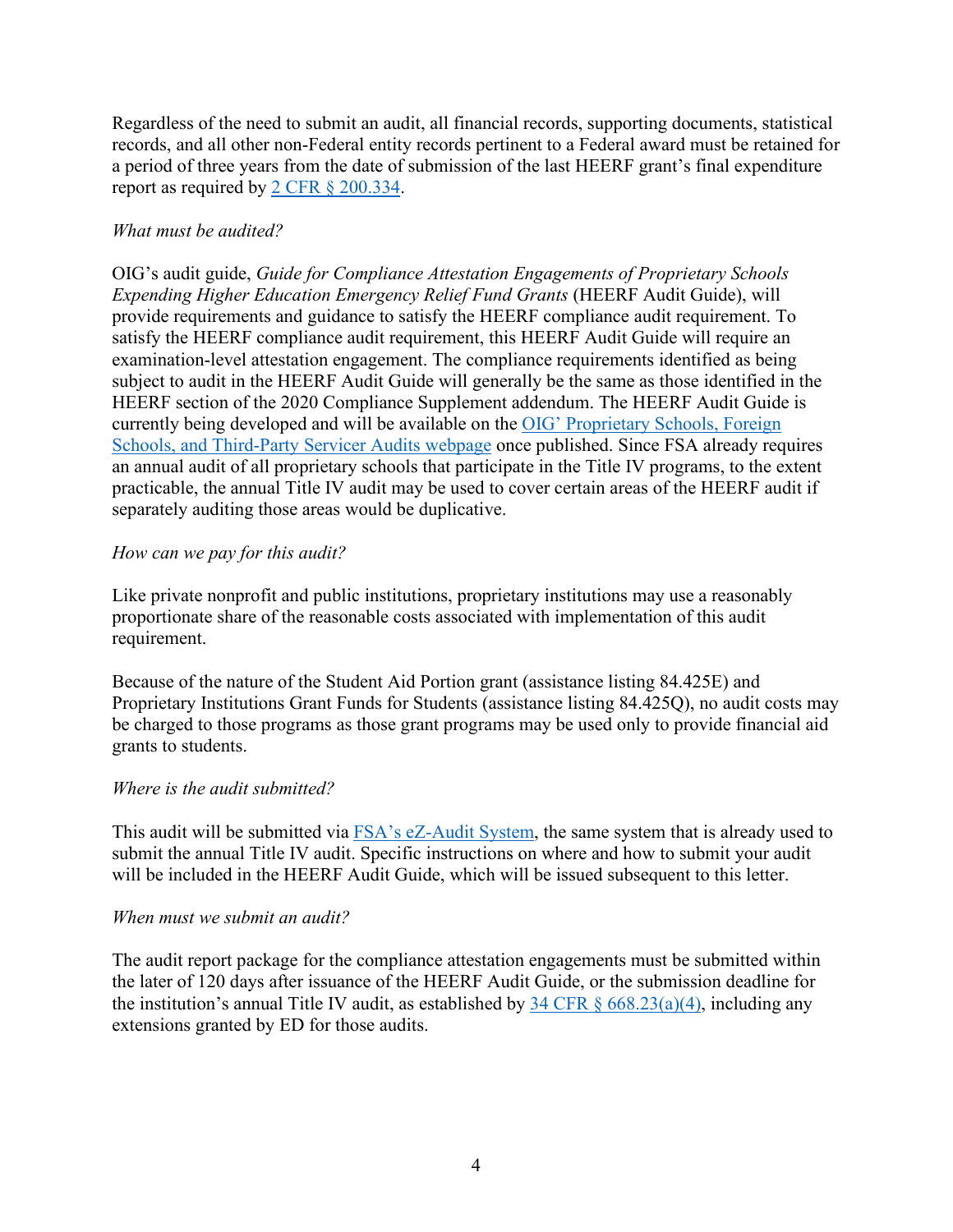Regardless of the need to submit an audit, all financial records, supporting documents, statistical records, and all other non-Federal entity records pertinent to a Federal award must be retained for a period of three years from the date of submission of the last HEERF grant's final expenditure report as required by [2 CFR § 200.334](#).

*What must be audited?*

OIG's audit guide, *Guide for Compliance Attestation Engagements of Proprietary Schools Expending Higher Education Emergency Relief Fund Grants* (HEERF Audit Guide), will provide requirements and guidance to satisfy the HEERF compliance audit requirement. To satisfy the HEERF compliance audit requirement, this HEERF Audit Guide will require an examination-level attestation engagement. The compliance requirements identified as being subject to audit in the HEERF Audit Guide will generally be the same as those identified in the HEERF section of the 2020 Compliance Supplement addendum. The HEERF Audit Guide is currently being developed and will be available on the [OIG' Proprietary Schools, Foreign Schools, and Third-Party Servicer Audits webpage](#) once published. Since FSA already requires an annual audit of all proprietary schools that participate in the Title IV programs, to the extent practicable, the annual Title IV audit may be used to cover certain areas of the HEERF audit if separately auditing those areas would be duplicative.

*How can we pay for this audit?*

Like private nonprofit and public institutions, proprietary institutions may use a reasonably proportionate share of the reasonable costs associated with implementation of this audit requirement.

Because of the nature of the Student Aid Portion grant (assistance listing 84.425E) and Proprietary Institutions Grant Funds for Students (assistance listing 84.425Q), no audit costs may be charged to those programs as those grant programs may be used only to provide financial aid grants to students.

*Where is the audit submitted?*

This audit will be submitted via [FSA's eZ-Audit System](#), the same system that is already used to submit the annual Title IV audit. Specific instructions on where and how to submit your audit will be included in the HEERF Audit Guide, which will be issued subsequent to this letter.

*When must we submit an audit?*

The audit report package for the compliance attestation engagements must be submitted within the later of 120 days after issuance of the HEERF Audit Guide, or the submission deadline for the institution's annual Title IV audit, as established by [34 CFR § 668.23(a)(4)](#), including any extensions granted by ED for those audits.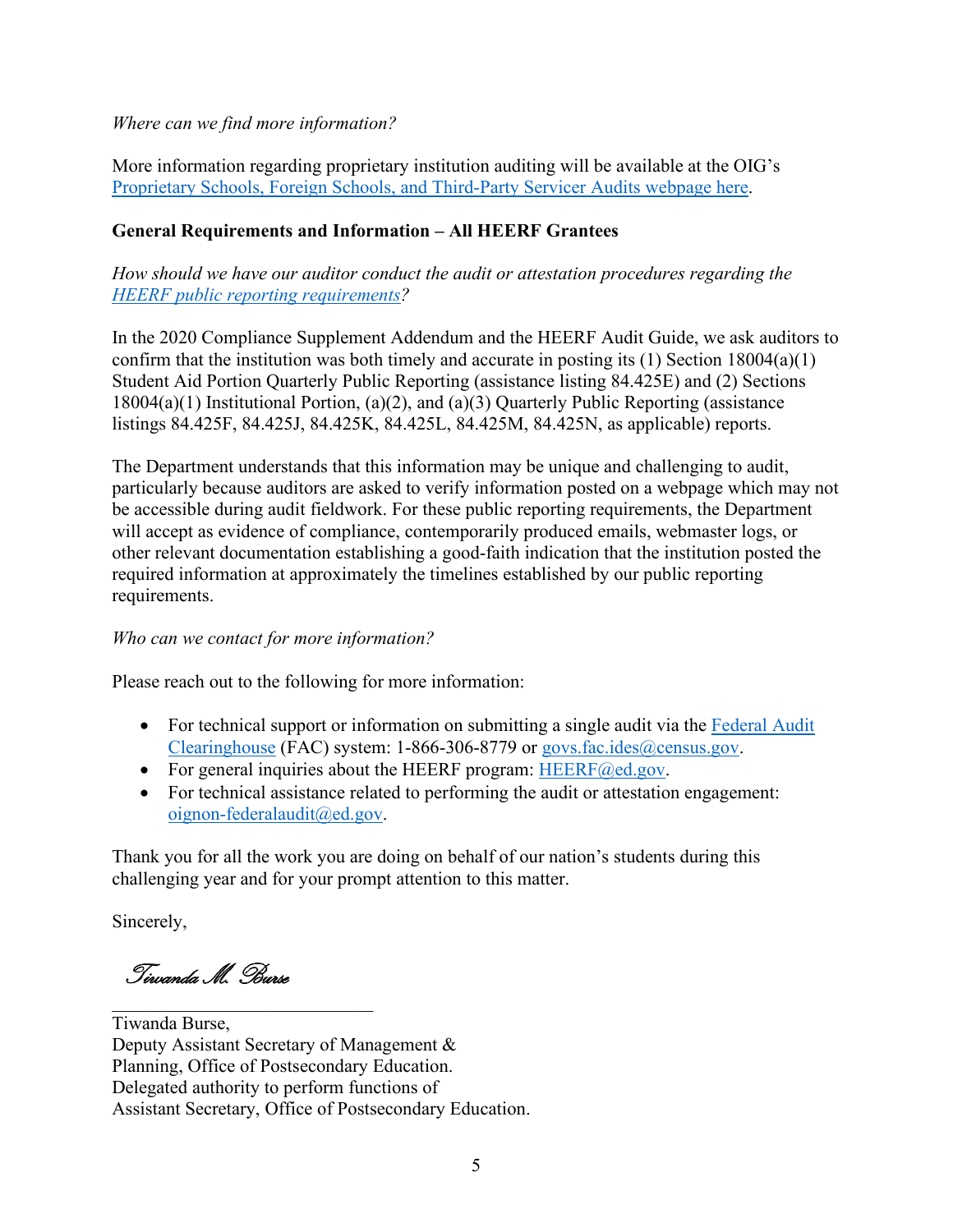*Where can we find more information?*

More information regarding proprietary institution auditing will be available at the OIG's Proprietary Schools, Foreign Schools, and Third-Party Servicer Audits webpage here.

**General Requirements and Information – All HEERF Grantees**

*How should we have our auditor conduct the audit or attestation procedures regarding the HEERF public reporting requirements?*

In the 2020 Compliance Supplement Addendum and the HEERF Audit Guide, we ask auditors to confirm that the institution was both timely and accurate in posting its (1) Section 18004(a)(1) Student Aid Portion Quarterly Public Reporting (assistance listing 84.425E) and (2) Sections 18004(a)(1) Institutional Portion, (a)(2), and (a)(3) Quarterly Public Reporting (assistance listings 84.425F, 84.425J, 84.425K, 84.425L, 84.425M, 84.425N, as applicable) reports.

The Department understands that this information may be unique and challenging to audit, particularly because auditors are asked to verify information posted on a webpage which may not be accessible during audit fieldwork. For these public reporting requirements, the Department will accept as evidence of compliance, contemporarily produced emails, webmaster logs, or other relevant documentation establishing a good-faith indication that the institution posted the required information at approximately the timelines established by our public reporting requirements.

*Who can we contact for more information?*

Please reach out to the following for more information:

- For technical support or information on submitting a single audit via the Federal Audit Clearinghouse (FAC) system: 1-866-306-8779 or govs.fac.ides@census.gov.
- For general inquiries about the HEERF program: HEERF@ed.gov.
- For technical assistance related to performing the audit or attestation engagement: oignon-federalaudit@ed.gov.

Thank you for all the work you are doing on behalf of our nation's students during this challenging year and for your prompt attention to this matter.

Sincerely,

Tiwanda M. Burse

Tiwanda Burse,
Deputy Assistant Secretary of Management &
Planning, Office of Postsecondary Education.
Delegated authority to perform functions of
Assistant Secretary, Office of Postsecondary Education.